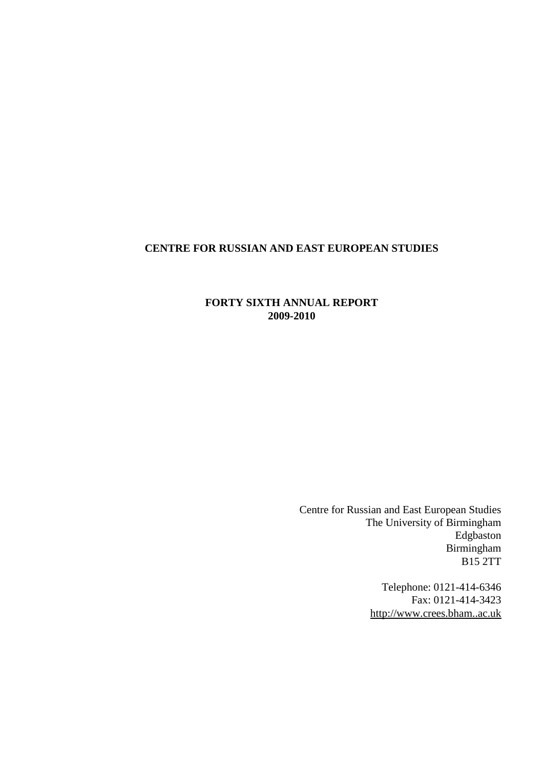# CENTRE FOR RUSSIAN AND EAST EUROPEAN STUDIES

## FORTY SIXTH ANNUAL REPORT
## 2009-2010

Centre for Russian and East European Studies
The University of Birmingham
Edgbaston
Birmingham
B15 2TT

Telephone: 0121-414-6346
Fax: 0121-414-3423
http://www.crees.bham..ac.uk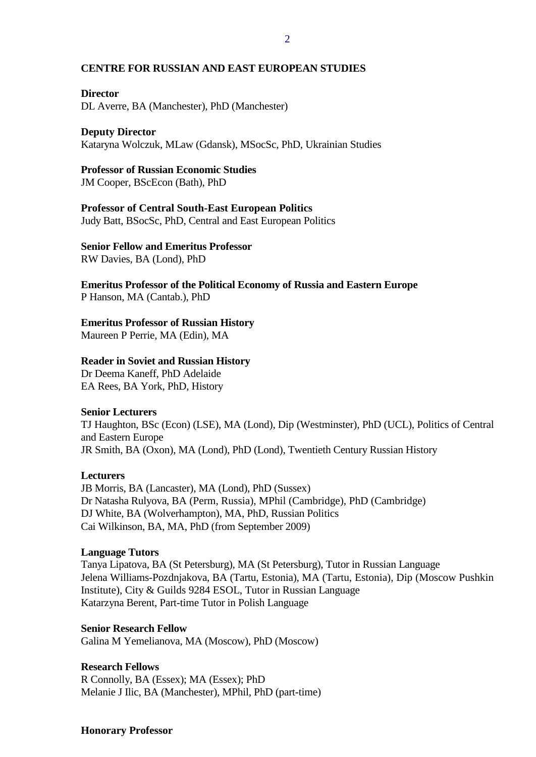## CENTRE FOR RUSSIAN AND EAST EUROPEAN STUDIES

**Director**
DL Averre, BA (Manchester), PhD (Manchester)

**Deputy Director**
Kataryna Wolczuk, MLaw (Gdansk), MSocSc, PhD, Ukrainian Studies

**Professor of Russian Economic Studies**
JM Cooper, BScEcon (Bath), PhD

**Professor of Central South-East European Politics**
Judy Batt, BSocSc, PhD, Central and East European Politics

**Senior Fellow and Emeritus Professor**
RW Davies, BA (Lond), PhD

**Emeritus Professor of the Political Economy of Russia and Eastern Europe**
P Hanson, MA (Cantab.), PhD

**Emeritus Professor of Russian History**
Maureen P Perrie, MA (Edin), MA

**Reader in Soviet and Russian History**
Dr Deema Kaneff, PhD Adelaide
EA Rees, BA York, PhD, History

**Senior Lecturers**
TJ Haughton, BSc (Econ) (LSE), MA (Lond), Dip (Westminster), PhD (UCL), Politics of Central and Eastern Europe
JR Smith, BA (Oxon), MA (Lond), PhD (Lond), Twentieth Century Russian History

**Lecturers**
JB Morris, BA (Lancaster), MA (Lond), PhD (Sussex)
Dr Natasha Rulyova, BA (Perm, Russia), MPhil (Cambridge), PhD (Cambridge)
DJ White, BA (Wolverhampton), MA, PhD, Russian Politics
Cai Wilkinson, BA, MA, PhD (from September 2009)

**Language Tutors**
Tanya Lipatova, BA (St Petersburg), MA (St Petersburg), Tutor in Russian Language
Jelena Williams-Pozdnjakova, BA (Tartu, Estonia), MA (Tartu, Estonia), Dip (Moscow Pushkin Institute), City & Guilds 9284 ESOL, Tutor in Russian Language
Katarzyna Berent, Part-time Tutor in Polish Language

**Senior Research Fellow**
Galina M Yemelianova, MA (Moscow), PhD (Moscow)

**Research Fellows**
R Connolly, BA (Essex); MA (Essex); PhD
Melanie J Ilic, BA (Manchester), MPhil, PhD (part-time)

**Honorary Professor**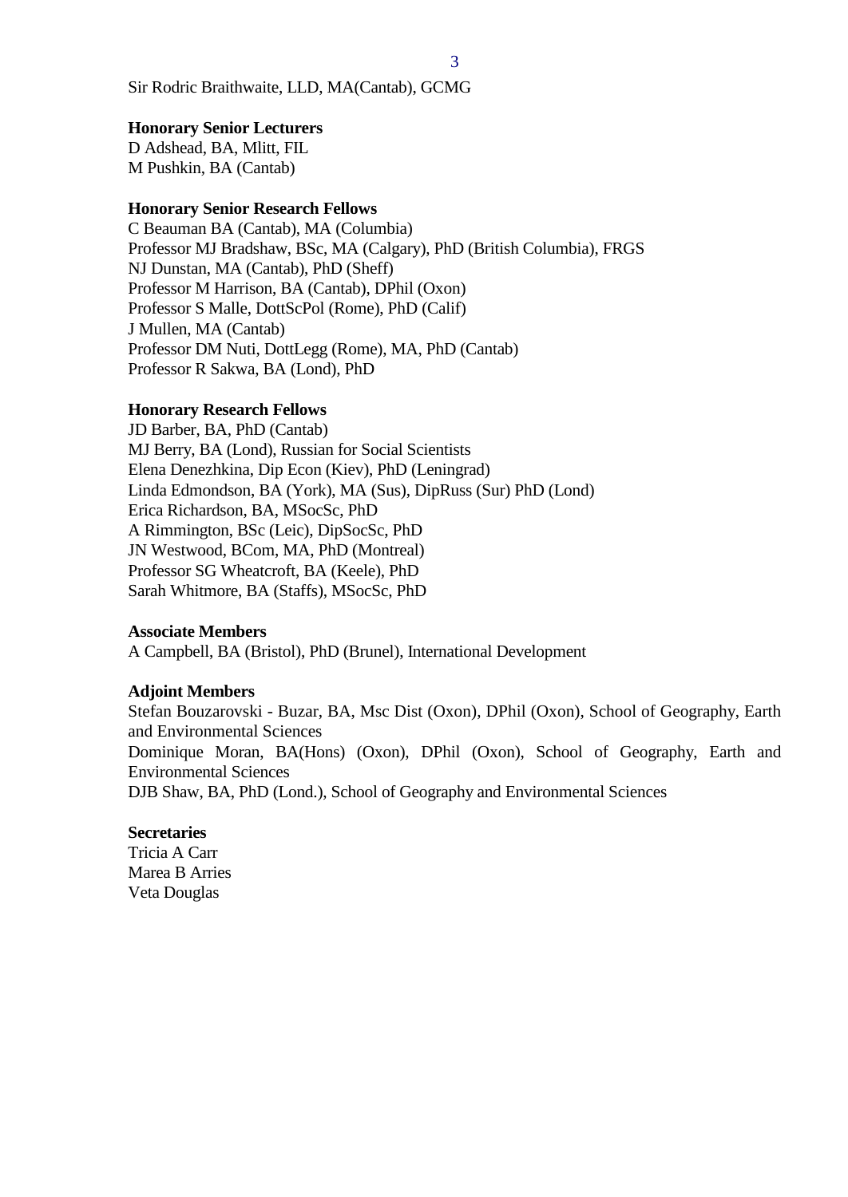Sir Rodric Braithwaite, LLD, MA(Cantab), GCMG

**Honorary Senior Lecturers**
D Adshead, BA, Mlitt, FIL
M Pushkin, BA (Cantab)

**Honorary Senior Research Fellows**
C Beauman BA (Cantab), MA (Columbia)
Professor MJ Bradshaw, BSc, MA (Calgary), PhD (British Columbia), FRGS
NJ Dunstan, MA (Cantab), PhD (Sheff)
Professor M Harrison, BA (Cantab), DPhil (Oxon)
Professor S Malle, DottScPol (Rome), PhD (Calif)
J Mullen, MA (Cantab)
Professor DM Nuti, DottLegg (Rome), MA, PhD (Cantab)
Professor R Sakwa, BA (Lond), PhD

**Honorary Research Fellows**
JD Barber, BA, PhD (Cantab)
MJ Berry, BA (Lond), Russian for Social Scientists
Elena Denezhkina, Dip Econ (Kiev), PhD (Leningrad)
Linda Edmondson, BA (York), MA (Sus), DipRuss (Sur) PhD (Lond)
Erica Richardson, BA, MSocSc, PhD
A Rimmington, BSc (Leic), DipSocSc, PhD
JN Westwood, BCom, MA, PhD (Montreal)
Professor SG Wheatcroft, BA (Keele), PhD
Sarah Whitmore, BA (Staffs), MSocSc, PhD

**Associate Members**
A Campbell, BA (Bristol), PhD (Brunel), International Development

**Adjoint Members**
Stefan Bouzarovski - Buzar, BA, Msc Dist (Oxon), DPhil (Oxon), School of Geography, Earth and Environmental Sciences
Dominique Moran, BA(Hons) (Oxon), DPhil (Oxon), School of Geography, Earth and Environmental Sciences
DJB Shaw, BA, PhD (Lond.), School of Geography and Environmental Sciences

**Secretaries**
Tricia A Carr
Marea B Arries
Veta Douglas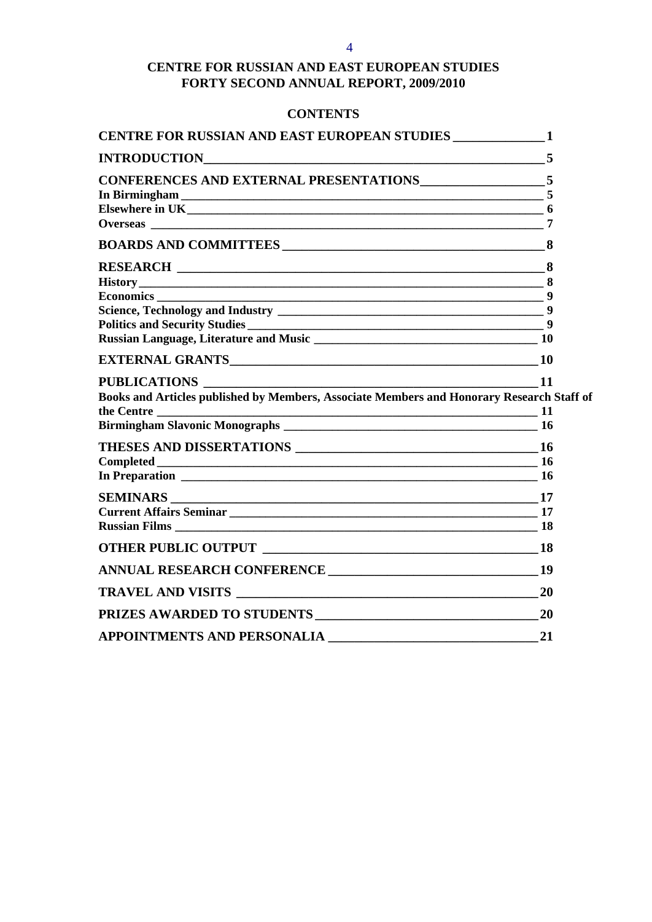# CENTRE FOR RUSSIAN AND EAST EUROPEAN STUDIES
# FORTY SECOND ANNUAL REPORT, 2009/2010

## CONTENTS

**CENTRE FOR RUSSIAN AND EAST EUROPEAN STUDIES** 1

**INTRODUCTION** 5

**CONFERENCES AND EXTERNAL PRESENTATIONS** 5
- **In Birmingham** 5
- **Elsewhere in UK** 6
- **Overseas** 7

**BOARDS AND COMMITTEES** 8

**RESEARCH** 8
- **History** 8
- **Economics** 9
- **Science, Technology and Industry** 9
- **Politics and Security Studies** 9
- **Russian Language, Literature and Music** 10

**EXTERNAL GRANTS** 10

**PUBLICATIONS** 11
- **Books and Articles published by Members, Associate Members and Honorary Research Staff of the Centre** 11
- **Birmingham Slavonic Monographs** 16

**THESES AND DISSERTATIONS** 16
- **Completed** 16
- **In Preparation** 16

**SEMINARS** 17
- **Current Affairs Seminar** 17
- **Russian Films** 18

**OTHER PUBLIC OUTPUT** 18

**ANNUAL RESEARCH CONFERENCE** 19

**TRAVEL AND VISITS** 20

**PRIZES AWARDED TO STUDENTS** 20

**APPOINTMENTS AND PERSONALIA** 21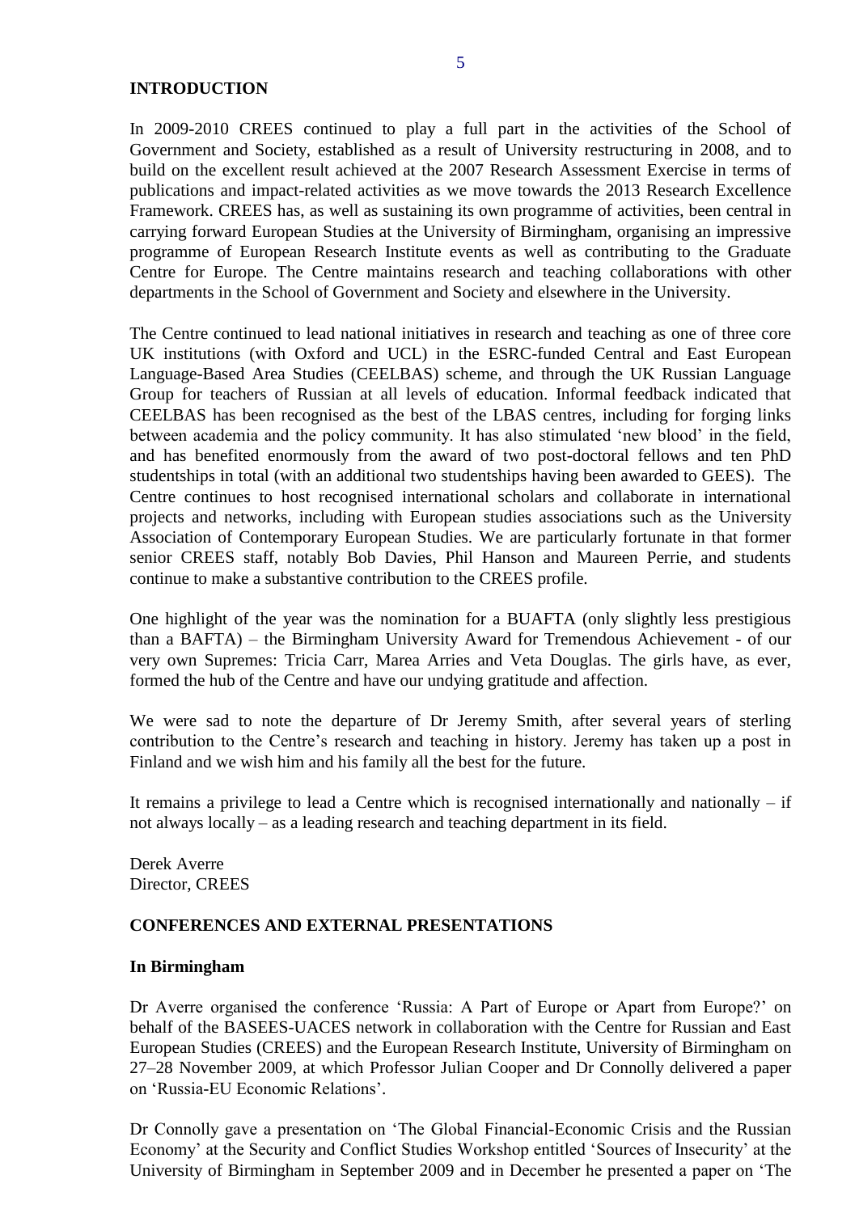## INTRODUCTION

In 2009-2010 CREES continued to play a full part in the activities of the School of Government and Society, established as a result of University restructuring in 2008, and to build on the excellent result achieved at the 2007 Research Assessment Exercise in terms of publications and impact-related activities as we move towards the 2013 Research Excellence Framework. CREES has, as well as sustaining its own programme of activities, been central in carrying forward European Studies at the University of Birmingham, organising an impressive programme of European Research Institute events as well as contributing to the Graduate Centre for Europe. The Centre maintains research and teaching collaborations with other departments in the School of Government and Society and elsewhere in the University.

The Centre continued to lead national initiatives in research and teaching as one of three core UK institutions (with Oxford and UCL) in the ESRC-funded Central and East European Language-Based Area Studies (CEELBAS) scheme, and through the UK Russian Language Group for teachers of Russian at all levels of education. Informal feedback indicated that CEELBAS has been recognised as the best of the LBAS centres, including for forging links between academia and the policy community. It has also stimulated 'new blood' in the field, and has benefited enormously from the award of two post-doctoral fellows and ten PhD studentships in total (with an additional two studentships having been awarded to GEES). The Centre continues to host recognised international scholars and collaborate in international projects and networks, including with European studies associations such as the University Association of Contemporary European Studies. We are particularly fortunate in that former senior CREES staff, notably Bob Davies, Phil Hanson and Maureen Perrie, and students continue to make a substantive contribution to the CREES profile.

One highlight of the year was the nomination for a BUAFTA (only slightly less prestigious than a BAFTA) – the Birmingham University Award for Tremendous Achievement - of our very own Supremes: Tricia Carr, Marea Arries and Veta Douglas. The girls have, as ever, formed the hub of the Centre and have our undying gratitude and affection.

We were sad to note the departure of Dr Jeremy Smith, after several years of sterling contribution to the Centre's research and teaching in history. Jeremy has taken up a post in Finland and we wish him and his family all the best for the future.

It remains a privilege to lead a Centre which is recognised internationally and nationally – if not always locally – as a leading research and teaching department in its field.

Derek Averre
Director, CREES

## CONFERENCES AND EXTERNAL PRESENTATIONS

### In Birmingham

Dr Averre organised the conference 'Russia: A Part of Europe or Apart from Europe?' on behalf of the BASEES-UACES network in collaboration with the Centre for Russian and East European Studies (CREES) and the European Research Institute, University of Birmingham on 27–28 November 2009, at which Professor Julian Cooper and Dr Connolly delivered a paper on 'Russia-EU Economic Relations'.

Dr Connolly gave a presentation on 'The Global Financial-Economic Crisis and the Russian Economy' at the Security and Conflict Studies Workshop entitled 'Sources of Insecurity' at the University of Birmingham in September 2009 and in December he presented a paper on 'The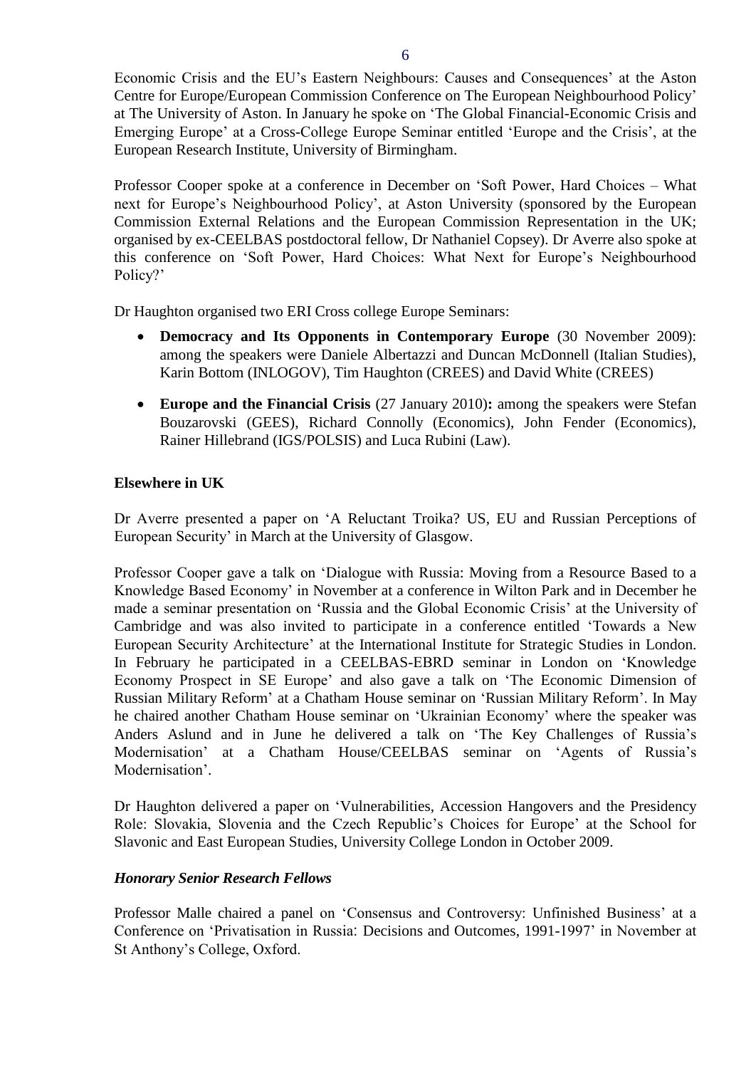Economic Crisis and the EU's Eastern Neighbours: Causes and Consequences' at the Aston Centre for Europe/European Commission Conference on The European Neighbourhood Policy' at The University of Aston. In January he spoke on 'The Global Financial-Economic Crisis and Emerging Europe' at a Cross-College Europe Seminar entitled 'Europe and the Crisis', at the European Research Institute, University of Birmingham.

Professor Cooper spoke at a conference in December on 'Soft Power, Hard Choices – What next for Europe's Neighbourhood Policy', at Aston University (sponsored by the European Commission External Relations and the European Commission Representation in the UK; organised by ex-CEELBAS postdoctoral fellow, Dr Nathaniel Copsey). Dr Averre also spoke at this conference on 'Soft Power, Hard Choices: What Next for Europe's Neighbourhood Policy?'

Dr Haughton organised two ERI Cross college Europe Seminars:

- **Democracy and Its Opponents in Contemporary Europe** (30 November 2009): among the speakers were Daniele Albertazzi and Duncan McDonnell (Italian Studies), Karin Bottom (INLOGOV), Tim Haughton (CREES) and David White (CREES)
- **Europe and the Financial Crisis** (27 January 2010)**:** among the speakers were Stefan Bouzarovski (GEES), Richard Connolly (Economics), John Fender (Economics), Rainer Hillebrand (IGS/POLSIS) and Luca Rubini (Law).

**Elsewhere in UK**

Dr Averre presented a paper on 'A Reluctant Troika? US, EU and Russian Perceptions of European Security' in March at the University of Glasgow.

Professor Cooper gave a talk on 'Dialogue with Russia: Moving from a Resource Based to a Knowledge Based Economy' in November at a conference in Wilton Park and in December he made a seminar presentation on 'Russia and the Global Economic Crisis' at the University of Cambridge and was also invited to participate in a conference entitled 'Towards a New European Security Architecture' at the International Institute for Strategic Studies in London. In February he participated in a CEELBAS-EBRD seminar in London on 'Knowledge Economy Prospect in SE Europe' and also gave a talk on 'The Economic Dimension of Russian Military Reform' at a Chatham House seminar on 'Russian Military Reform'. In May he chaired another Chatham House seminar on 'Ukrainian Economy' where the speaker was Anders Aslund and in June he delivered a talk on 'The Key Challenges of Russia's Modernisation' at a Chatham House/CEELBAS seminar on 'Agents of Russia's Modernisation'.

Dr Haughton delivered a paper on 'Vulnerabilities, Accession Hangovers and the Presidency Role: Slovakia, Slovenia and the Czech Republic's Choices for Europe' at the School for Slavonic and East European Studies, University College London in October 2009.

***Honorary Senior Research Fellows***

Professor Malle chaired a panel on 'Consensus and Controversy: Unfinished Business' at a Conference on 'Privatisation in Russia: Decisions and Outcomes, 1991-1997' in November at St Anthony's College, Oxford.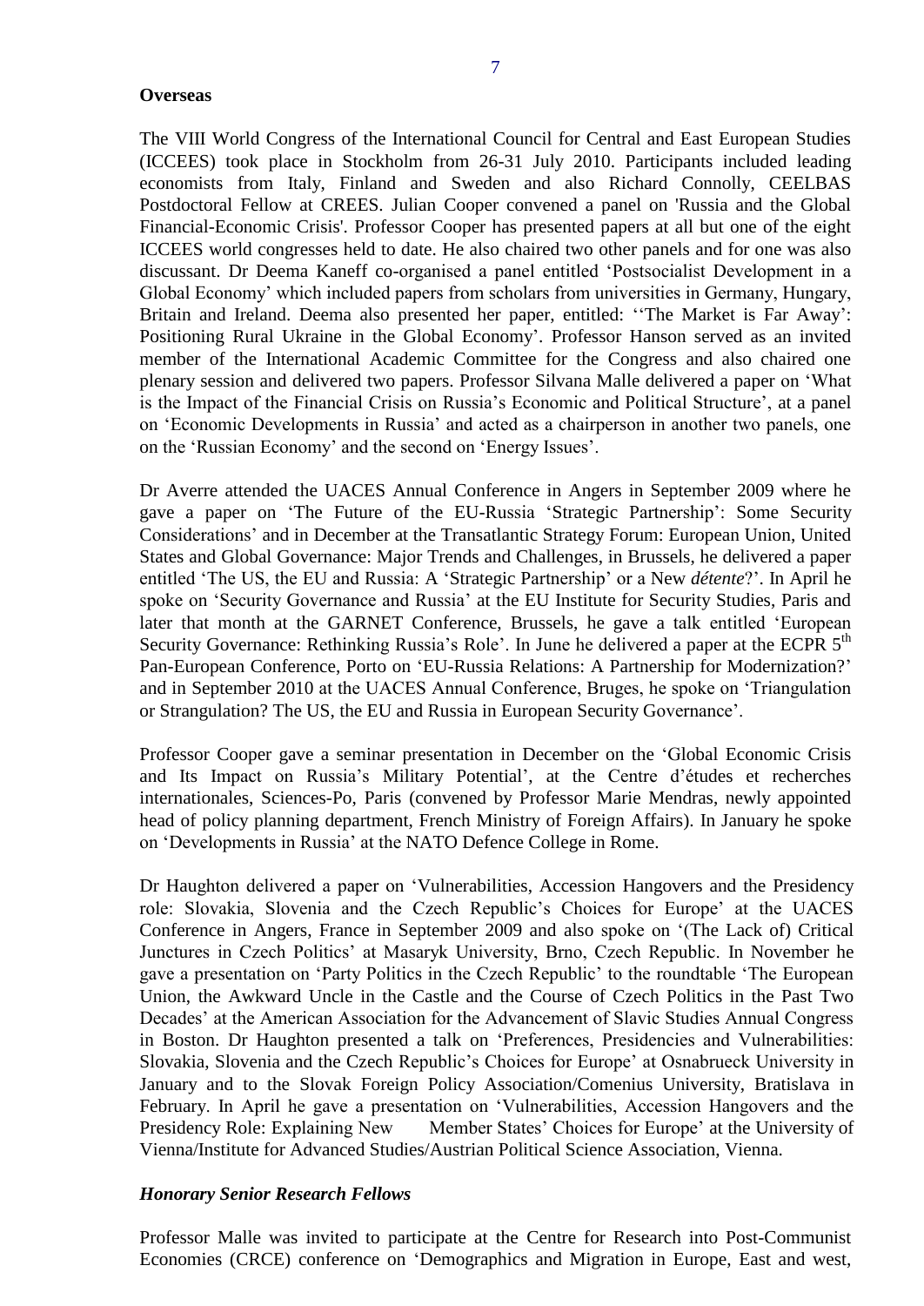**Overseas**

The VIII World Congress of the International Council for Central and East European Studies (ICCEES) took place in Stockholm from 26-31 July 2010. Participants included leading economists from Italy, Finland and Sweden and also Richard Connolly, CEELBAS Postdoctoral Fellow at CREES. Julian Cooper convened a panel on 'Russia and the Global Financial-Economic Crisis'. Professor Cooper has presented papers at all but one of the eight ICCEES world congresses held to date. He also chaired two other panels and for one was also discussant. Dr Deema Kaneff co-organised a panel entitled 'Postsocialist Development in a Global Economy' which included papers from scholars from universities in Germany, Hungary, Britain and Ireland. Deema also presented her paper, entitled: ''The Market is Far Away': Positioning Rural Ukraine in the Global Economy'. Professor Hanson served as an invited member of the International Academic Committee for the Congress and also chaired one plenary session and delivered two papers. Professor Silvana Malle delivered a paper on 'What is the Impact of the Financial Crisis on Russia's Economic and Political Structure', at a panel on 'Economic Developments in Russia' and acted as a chairperson in another two panels, one on the 'Russian Economy' and the second on 'Energy Issues'.

Dr Averre attended the UACES Annual Conference in Angers in September 2009 where he gave a paper on 'The Future of the EU-Russia 'Strategic Partnership': Some Security Considerations' and in December at the Transatlantic Strategy Forum: European Union, United States and Global Governance: Major Trends and Challenges, in Brussels, he delivered a paper entitled 'The US, the EU and Russia: A 'Strategic Partnership' or a New *détente*?'. In April he spoke on 'Security Governance and Russia' at the EU Institute for Security Studies, Paris and later that month at the GARNET Conference, Brussels, he gave a talk entitled 'European Security Governance: Rethinking Russia's Role'. In June he delivered a paper at the ECPR 5th Pan-European Conference, Porto on 'EU-Russia Relations: A Partnership for Modernization?' and in September 2010 at the UACES Annual Conference, Bruges, he spoke on 'Triangulation or Strangulation? The US, the EU and Russia in European Security Governance'.

Professor Cooper gave a seminar presentation in December on the 'Global Economic Crisis and Its Impact on Russia's Military Potential', at the Centre d'études et recherches internationales, Sciences-Po, Paris (convened by Professor Marie Mendras, newly appointed head of policy planning department, French Ministry of Foreign Affairs). In January he spoke on 'Developments in Russia' at the NATO Defence College in Rome.

Dr Haughton delivered a paper on 'Vulnerabilities, Accession Hangovers and the Presidency role: Slovakia, Slovenia and the Czech Republic's Choices for Europe' at the UACES Conference in Angers, France in September 2009 and also spoke on '(The Lack of) Critical Junctures in Czech Politics' at Masaryk University, Brno, Czech Republic. In November he gave a presentation on 'Party Politics in the Czech Republic' to the roundtable 'The European Union, the Awkward Uncle in the Castle and the Course of Czech Politics in the Past Two Decades' at the American Association for the Advancement of Slavic Studies Annual Congress in Boston. Dr Haughton presented a talk on 'Preferences, Presidencies and Vulnerabilities: Slovakia, Slovenia and the Czech Republic's Choices for Europe' at Osnabrueck University in January and to the Slovak Foreign Policy Association/Comenius University, Bratislava in February. In April he gave a presentation on 'Vulnerabilities, Accession Hangovers and the Presidency Role: Explaining New Member States' Choices for Europe' at the University of Vienna/Institute for Advanced Studies/Austrian Political Science Association, Vienna.

***Honorary Senior Research Fellows***

Professor Malle was invited to participate at the Centre for Research into Post-Communist Economies (CRCE) conference on 'Demographics and Migration in Europe, East and west,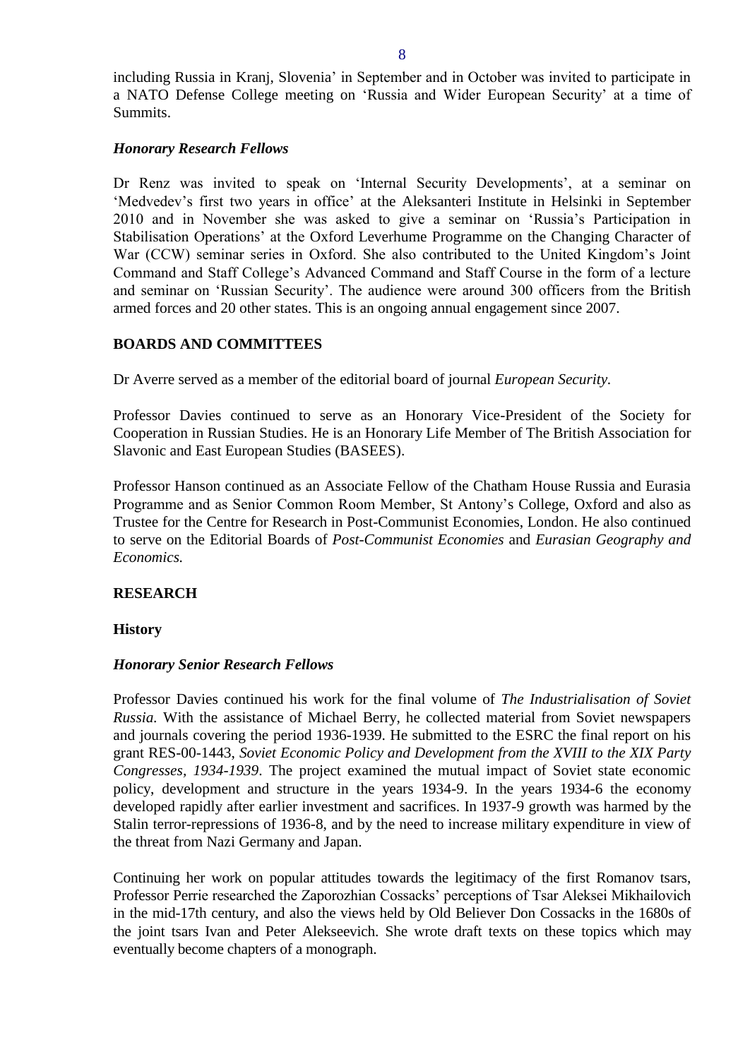including Russia in Kranj, Slovenia' in September and in October was invited to participate in a NATO Defense College meeting on 'Russia and Wider European Security' at a time of Summits.

***Honorary Research Fellows***

Dr Renz was invited to speak on 'Internal Security Developments', at a seminar on 'Medvedev's first two years in office' at the Aleksanteri Institute in Helsinki in September 2010 and in November she was asked to give a seminar on 'Russia's Participation in Stabilisation Operations' at the Oxford Leverhume Programme on the Changing Character of War (CCW) seminar series in Oxford. She also contributed to the United Kingdom's Joint Command and Staff College's Advanced Command and Staff Course in the form of a lecture and seminar on 'Russian Security'. The audience were around 300 officers from the British armed forces and 20 other states. This is an ongoing annual engagement since 2007.

## BOARDS AND COMMITTEES

Dr Averre served as a member of the editorial board of journal *European Security*.

Professor Davies continued to serve as an Honorary Vice-President of the Society for Cooperation in Russian Studies. He is an Honorary Life Member of The British Association for Slavonic and East European Studies (BASEES).

Professor Hanson continued as an Associate Fellow of the Chatham House Russia and Eurasia Programme and as Senior Common Room Member, St Antony's College, Oxford and also as Trustee for the Centre for Research in Post-Communist Economies, London. He also continued to serve on the Editorial Boards of *Post-Communist Economies* and *Eurasian Geography and Economics.*

## RESEARCH

### History

***Honorary Senior Research Fellows***

Professor Davies continued his work for the final volume of *The Industrialisation of Soviet Russia.* With the assistance of Michael Berry, he collected material from Soviet newspapers and journals covering the period 1936-1939. He submitted to the ESRC the final report on his grant RES-00-1443, *Soviet Economic Policy and Development from the XVIII to the XIX Party Congresses, 1934-1939*. The project examined the mutual impact of Soviet state economic policy, development and structure in the years 1934-9. In the years 1934-6 the economy developed rapidly after earlier investment and sacrifices. In 1937-9 growth was harmed by the Stalin terror-repressions of 1936-8, and by the need to increase military expenditure in view of the threat from Nazi Germany and Japan.

Continuing her work on popular attitudes towards the legitimacy of the first Romanov tsars, Professor Perrie researched the Zaporozhian Cossacks' perceptions of Tsar Aleksei Mikhailovich in the mid-17th century, and also the views held by Old Believer Don Cossacks in the 1680s of the joint tsars Ivan and Peter Alekseevich. She wrote draft texts on these topics which may eventually become chapters of a monograph.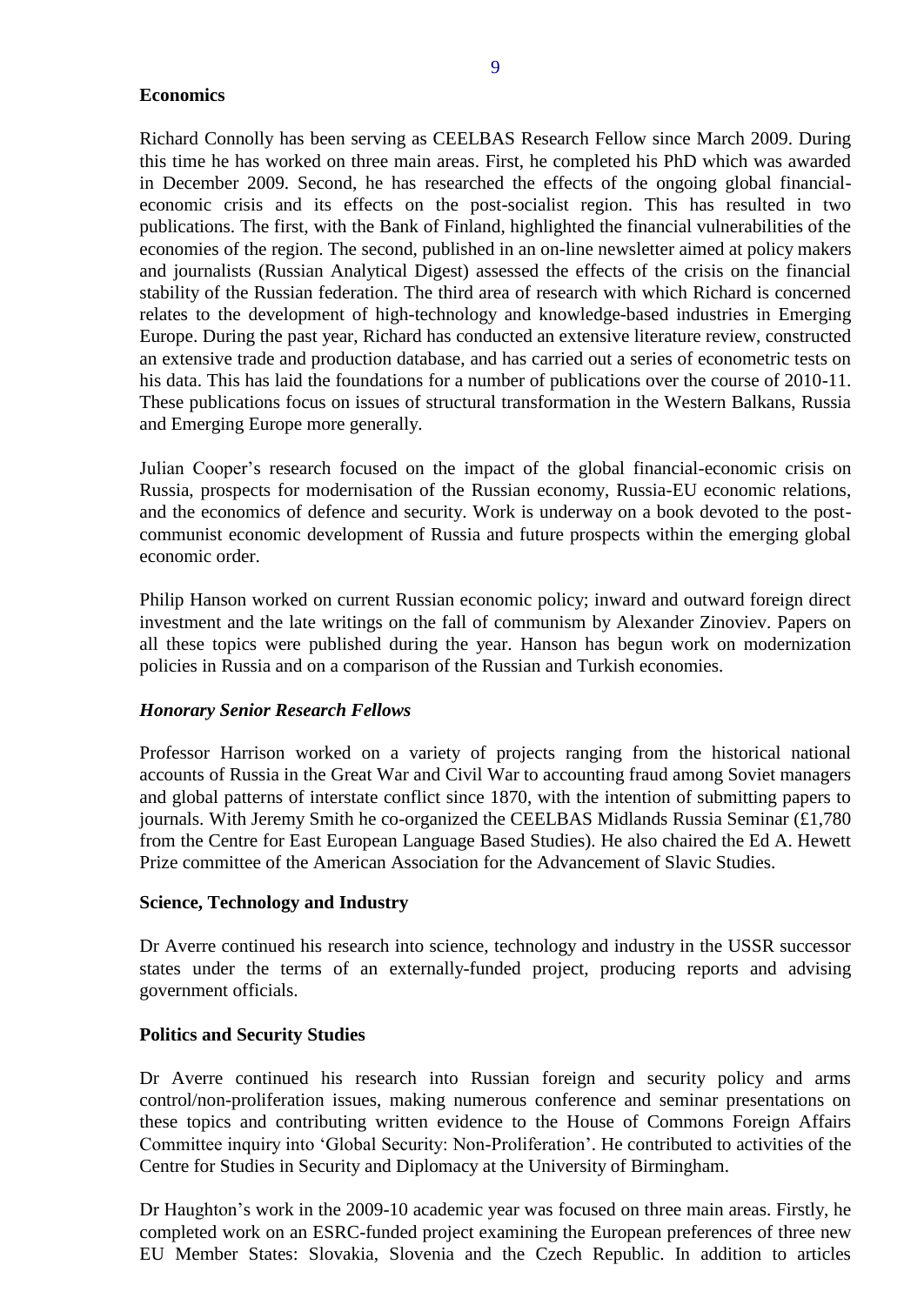**Economics**

Richard Connolly has been serving as CEELBAS Research Fellow since March 2009. During this time he has worked on three main areas. First, he completed his PhD which was awarded in December 2009. Second, he has researched the effects of the ongoing global financial-economic crisis and its effects on the post-socialist region. This has resulted in two publications. The first, with the Bank of Finland, highlighted the financial vulnerabilities of the economies of the region. The second, published in an on-line newsletter aimed at policy makers and journalists (Russian Analytical Digest) assessed the effects of the crisis on the financial stability of the Russian federation. The third area of research with which Richard is concerned relates to the development of high-technology and knowledge-based industries in Emerging Europe. During the past year, Richard has conducted an extensive literature review, constructed an extensive trade and production database, and has carried out a series of econometric tests on his data. This has laid the foundations for a number of publications over the course of 2010-11. These publications focus on issues of structural transformation in the Western Balkans, Russia and Emerging Europe more generally.

Julian Cooper's research focused on the impact of the global financial-economic crisis on Russia, prospects for modernisation of the Russian economy, Russia-EU economic relations, and the economics of defence and security. Work is underway on a book devoted to the post-communist economic development of Russia and future prospects within the emerging global economic order.

Philip Hanson worked on current Russian economic policy; inward and outward foreign direct investment and the late writings on the fall of communism by Alexander Zinoviev. Papers on all these topics were published during the year. Hanson has begun work on modernization policies in Russia and on a comparison of the Russian and Turkish economies.

***Honorary Senior Research Fellows***

Professor Harrison worked on a variety of projects ranging from the historical national accounts of Russia in the Great War and Civil War to accounting fraud among Soviet managers and global patterns of interstate conflict since 1870, with the intention of submitting papers to journals. With Jeremy Smith he co-organized the CEELBAS Midlands Russia Seminar (£1,780 from the Centre for East European Language Based Studies). He also chaired the Ed A. Hewett Prize committee of the American Association for the Advancement of Slavic Studies.

**Science, Technology and Industry**

Dr Averre continued his research into science, technology and industry in the USSR successor states under the terms of an externally-funded project, producing reports and advising government officials.

**Politics and Security Studies**

Dr Averre continued his research into Russian foreign and security policy and arms control/non-proliferation issues, making numerous conference and seminar presentations on these topics and contributing written evidence to the House of Commons Foreign Affairs Committee inquiry into 'Global Security: Non-Proliferation'. He contributed to activities of the Centre for Studies in Security and Diplomacy at the University of Birmingham.

Dr Haughton's work in the 2009-10 academic year was focused on three main areas. Firstly, he completed work on an ESRC-funded project examining the European preferences of three new EU Member States: Slovakia, Slovenia and the Czech Republic. In addition to articles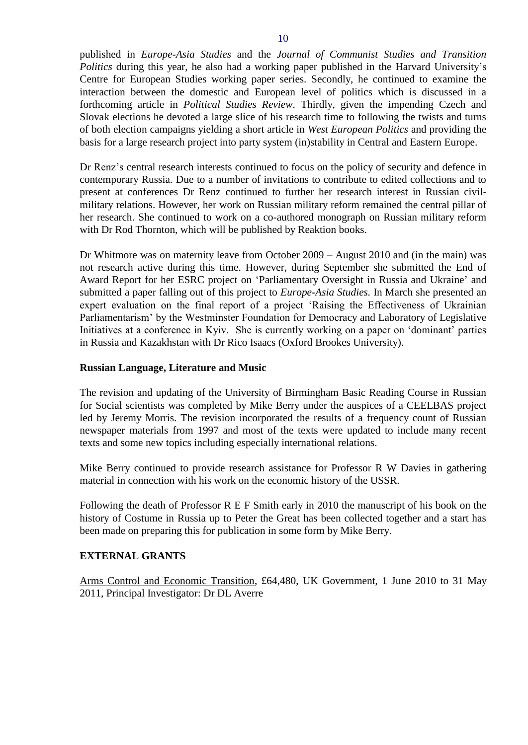published in *Europe-Asia Studies* and the *Journal of Communist Studies and Transition Politics* during this year, he also had a working paper published in the Harvard University's Centre for European Studies working paper series. Secondly, he continued to examine the interaction between the domestic and European level of politics which is discussed in a forthcoming article in *Political Studies Review*. Thirdly, given the impending Czech and Slovak elections he devoted a large slice of his research time to following the twists and turns of both election campaigns yielding a short article in *West European Politics* and providing the basis for a large research project into party system (in)stability in Central and Eastern Europe.

Dr Renz's central research interests continued to focus on the policy of security and defence in contemporary Russia. Due to a number of invitations to contribute to edited collections and to present at conferences Dr Renz continued to further her research interest in Russian civil-military relations. However, her work on Russian military reform remained the central pillar of her research. She continued to work on a co-authored monograph on Russian military reform with Dr Rod Thornton, which will be published by Reaktion books.

Dr Whitmore was on maternity leave from October 2009 – August 2010 and (in the main) was not research active during this time. However, during September she submitted the End of Award Report for her ESRC project on 'Parliamentary Oversight in Russia and Ukraine' and submitted a paper falling out of this project to *Europe-Asia Studies.* In March she presented an expert evaluation on the final report of a project 'Raising the Effectiveness of Ukrainian Parliamentarism' by the Westminster Foundation for Democracy and Laboratory of Legislative Initiatives at a conference in Kyiv. She is currently working on a paper on 'dominant' parties in Russia and Kazakhstan with Dr Rico Isaacs (Oxford Brookes University).

**Russian Language, Literature and Music**

The revision and updating of the University of Birmingham Basic Reading Course in Russian for Social scientists was completed by Mike Berry under the auspices of a CEELBAS project led by Jeremy Morris. The revision incorporated the results of a frequency count of Russian newspaper materials from 1997 and most of the texts were updated to include many recent texts and some new topics including especially international relations.

Mike Berry continued to provide research assistance for Professor R W Davies in gathering material in connection with his work on the economic history of the USSR.

Following the death of Professor R E F Smith early in 2010 the manuscript of his book on the history of Costume in Russia up to Peter the Great has been collected together and a start has been made on preparing this for publication in some form by Mike Berry.

**EXTERNAL GRANTS**

Arms Control and Economic Transition, £64,480, UK Government, 1 June 2010 to 31 May 2011, Principal Investigator: Dr DL Averre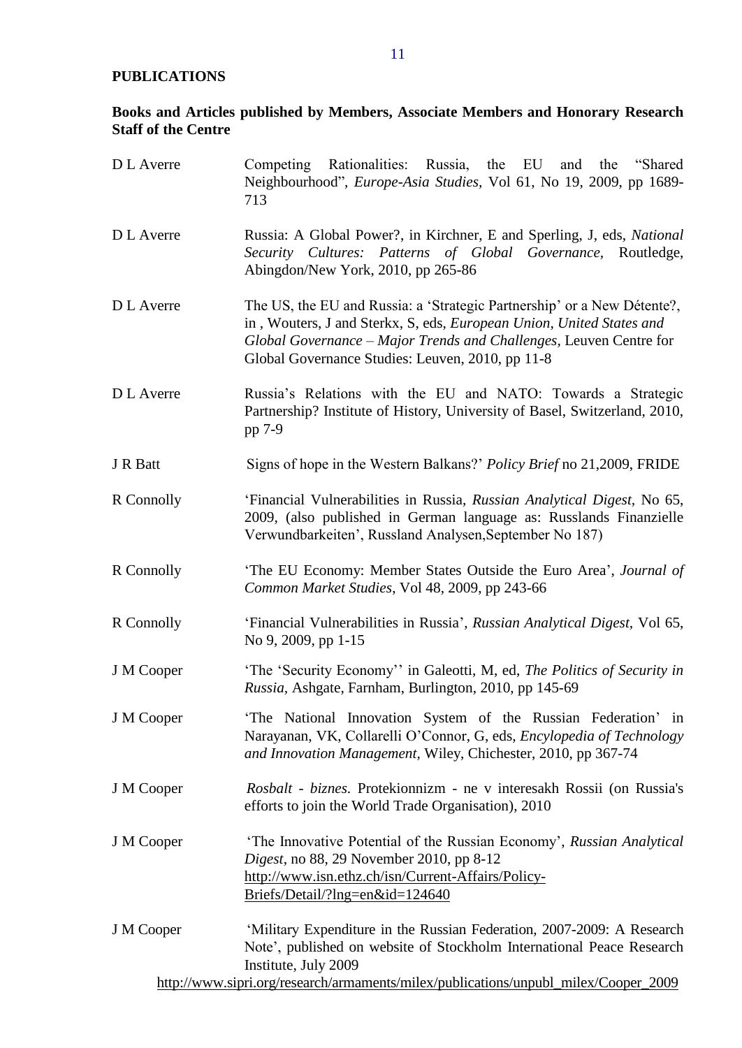**PUBLICATIONS**

**Books and Articles published by Members, Associate Members and Honorary Research Staff of the Centre**

| | |
|---|---|
| D L Averre | Competing Rationalities: Russia, the EU and the "Shared Neighbourhood", *Europe-Asia Studies*, Vol 61, No 19, 2009, pp 1689-713 |
| D L Averre | Russia: A Global Power?, in Kirchner, E and Sperling, J, eds, *National Security Cultures: Patterns of Global Governance*, Routledge, Abingdon/New York, 2010, pp 265-86 |
| D L Averre | The US, the EU and Russia: a 'Strategic Partnership' or a New Détente?, in , Wouters, J and Sterkx, S, eds, *European Union, United States and Global Governance – Major Trends and Challenges*, Leuven Centre for Global Governance Studies: Leuven, 2010, pp 11-8 |
| D L Averre | Russia's Relations with the EU and NATO: Towards a Strategic Partnership? Institute of History, University of Basel, Switzerland, 2010, pp 7-9 |
| J R Batt | Signs of hope in the Western Balkans?' *Policy Brief* no 21,2009, FRIDE |
| R Connolly | 'Financial Vulnerabilities in Russia, *Russian Analytical Digest*, No 65, 2009, (also published in German language as: Russlands Finanzielle Verwundbarkeiten', Russland Analysen,September No 187) |
| R Connolly | 'The EU Economy: Member States Outside the Euro Area', *Journal of Common Market Studies*, Vol 48, 2009, pp 243-66 |
| R Connolly | 'Financial Vulnerabilities in Russia', *Russian Analytical Digest,* Vol 65, No 9, 2009, pp 1-15 |
| J M Cooper | 'The 'Security Economy'' in Galeotti, M, ed, *The Politics of Security in Russia,* Ashgate, Farnham, Burlington, 2010, pp 145-69 |
| J M Cooper | 'The National Innovation System of the Russian Federation' in Narayanan, VK, Collarelli O'Connor, G, eds, *Encylopedia of Technology and Innovation Management,* Wiley, Chichester, 2010, pp 367-74 |
| J M Cooper | *Rosbalt - biznes*. Protekionnizm - ne v interesakh Rossii (on Russia's efforts to join the World Trade Organisation), 2010 |
| J M Cooper | 'The Innovative Potential of the Russian Economy', *Russian Analytical Digest*, no 88, 29 November 2010, pp 8-12 http://www.isn.ethz.ch/isn/Current-Affairs/Policy-Briefs/Detail/?lng=en&id=124640 |
| J M Cooper | 'Military Expenditure in the Russian Federation, 2007-2009: A Research Note', published on website of Stockholm International Peace Research Institute, July 2009 http://www.sipri.org/research/armaments/milex/publications/unpubl_milex/Cooper_2009 |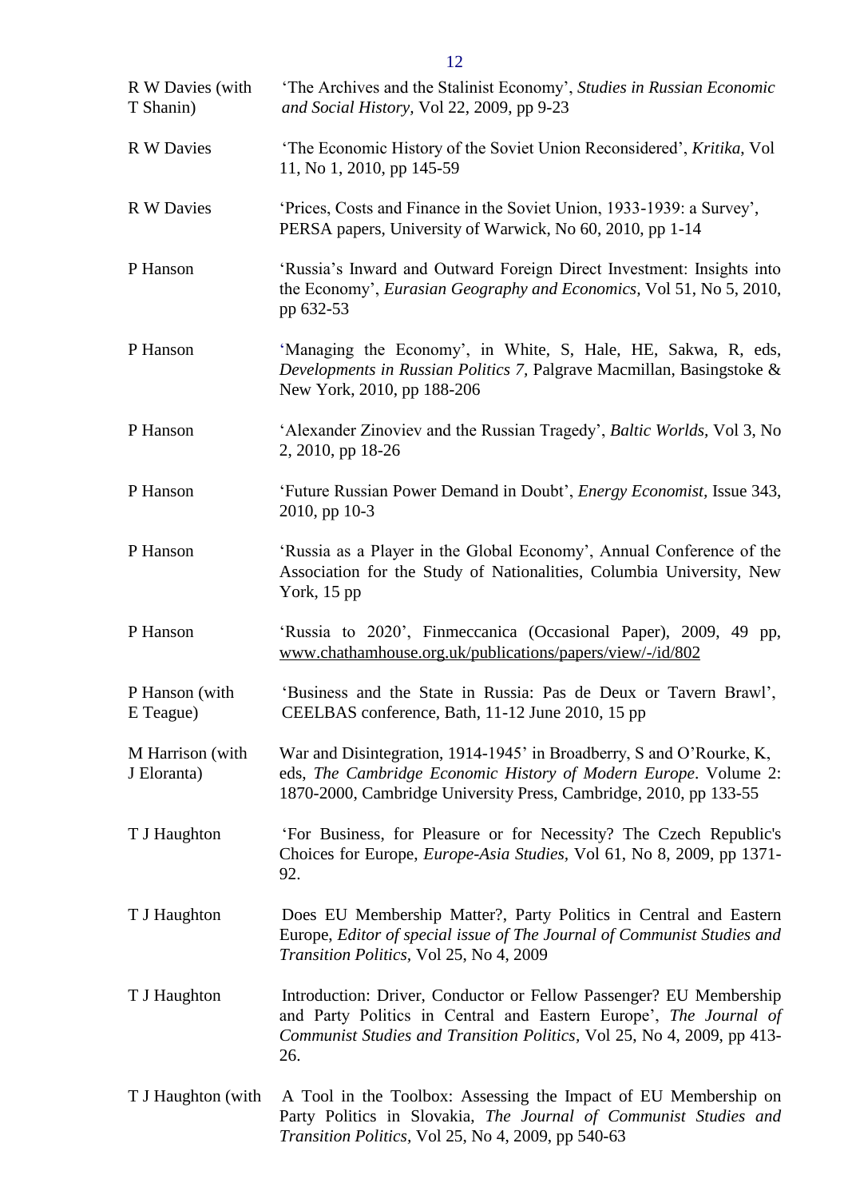| | |
|---|---|
| R W Davies (with T Shanin) | 'The Archives and the Stalinist Economy', *Studies in Russian Economic and Social History*, Vol 22, 2009, pp 9-23 |
| R W Davies | 'The Economic History of the Soviet Union Reconsidered', *Kritika*, Vol 11, No 1, 2010, pp 145-59 |
| R W Davies | 'Prices, Costs and Finance in the Soviet Union, 1933-1939: a Survey', PERSA papers, University of Warwick, No 60, 2010, pp 1-14 |
| P Hanson | 'Russia's Inward and Outward Foreign Direct Investment: Insights into the Economy', *Eurasian Geography and Economics*, Vol 51, No 5, 2010, pp 632-53 |
| P Hanson | 'Managing the Economy', in White, S, Hale, HE, Sakwa, R, eds, *Developments in Russian Politics 7*, Palgrave Macmillan, Basingstoke & New York, 2010, pp 188-206 |
| P Hanson | 'Alexander Zinoviev and the Russian Tragedy', *Baltic Worlds*, Vol 3, No 2, 2010, pp 18-26 |
| P Hanson | 'Future Russian Power Demand in Doubt', *Energy Economist*, Issue 343, 2010, pp 10-3 |
| P Hanson | 'Russia as a Player in the Global Economy', Annual Conference of the Association for the Study of Nationalities, Columbia University, New York, 15 pp |
| P Hanson | 'Russia to 2020', Finmeccanica (Occasional Paper), 2009, 49 pp, www.chathamhouse.org.uk/publications/papers/view/-/id/802 |
| P Hanson (with E Teague) | 'Business and the State in Russia: Pas de Deux or Tavern Brawl', CEELBAS conference, Bath, 11-12 June 2010, 15 pp |
| M Harrison (with J Eloranta) | War and Disintegration, 1914-1945' in Broadberry, S and O'Rourke, K, eds, *The Cambridge Economic History of Modern Europe*. Volume 2: 1870-2000, Cambridge University Press, Cambridge, 2010, pp 133-55 |
| T J Haughton | 'For Business, for Pleasure or for Necessity? The Czech Republic's Choices for Europe, *Europe-Asia Studies*, Vol 61, No 8, 2009, pp 1371-92. |
| T J Haughton | Does EU Membership Matter?, Party Politics in Central and Eastern Europe, *Editor of special issue of The Journal of Communist Studies and Transition Politics*, Vol 25, No 4, 2009 |
| T J Haughton | Introduction: Driver, Conductor or Fellow Passenger? EU Membership and Party Politics in Central and Eastern Europe', *The Journal of Communist Studies and Transition Politics*, Vol 25, No 4, 2009, pp 413-26. |
| T J Haughton (with | A Tool in the Toolbox: Assessing the Impact of EU Membership on Party Politics in Slovakia, *The Journal of Communist Studies and Transition Politics*, Vol 25, No 4, 2009, pp 540-63 |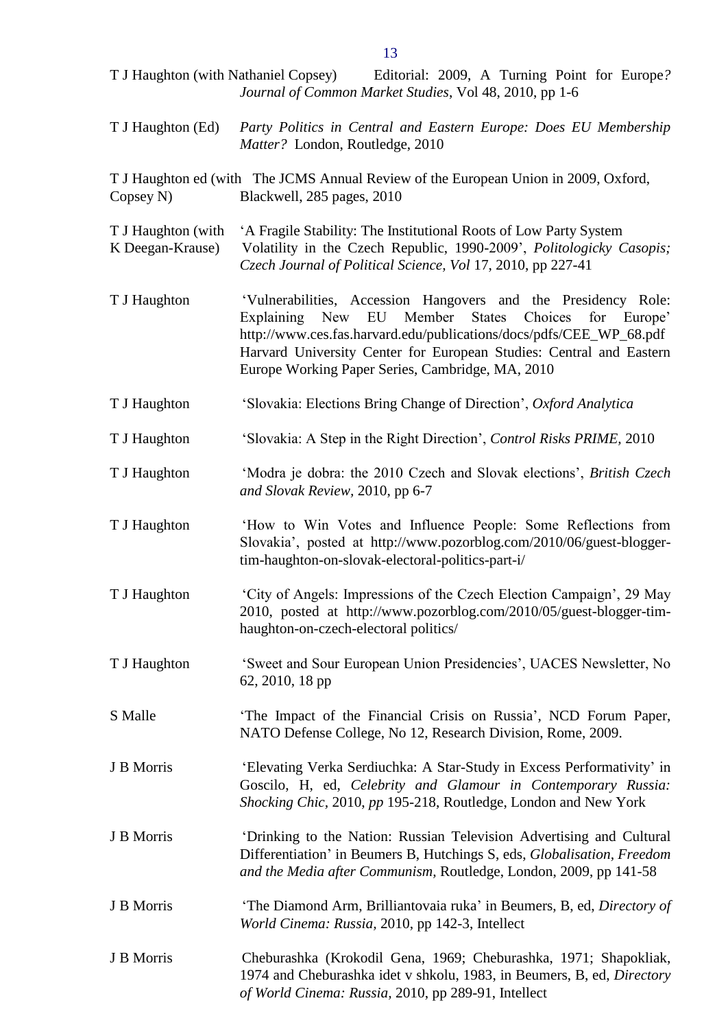T J Haughton (with Nathaniel Copsey) Editorial: 2009, A Turning Point for Europe*?* *Journal of Common Market Studies*, Vol 48, 2010, pp 1-6

T J Haughton (Ed) *Party Politics in Central and Eastern Europe: Does EU Membership Matter?* London, Routledge, 2010

T J Haughton ed (with Copsey N) The JCMS Annual Review of the European Union in 2009, Oxford, Blackwell, 285 pages, 2010

T J Haughton (with K Deegan-Krause) 'A Fragile Stability: The Institutional Roots of Low Party System Volatility in the Czech Republic, 1990-2009', *Politologicky Casopis; Czech Journal of Political Science, Vol* 17, 2010, pp 227-41

T J Haughton 'Vulnerabilities, Accession Hangovers and the Presidency Role: Explaining New EU Member States Choices for Europe' http://www.ces.fas.harvard.edu/publications/docs/pdfs/CEE_WP_68.pdf Harvard University Center for European Studies: Central and Eastern Europe Working Paper Series, Cambridge, MA, 2010

T J Haughton 'Slovakia: Elections Bring Change of Direction', *Oxford Analytica*

T J Haughton 'Slovakia: A Step in the Right Direction', *Control Risks PRIME,* 2010

T J Haughton 'Modra je dobra: the 2010 Czech and Slovak elections', *British Czech and Slovak Review*, 2010, pp 6-7

T J Haughton 'How to Win Votes and Influence People: Some Reflections from Slovakia', posted at http://www.pozorblog.com/2010/06/guest-blogger-tim-haughton-on-slovak-electoral-politics-part-i/

T J Haughton 'City of Angels: Impressions of the Czech Election Campaign', 29 May 2010, posted at http://www.pozorblog.com/2010/05/guest-blogger-tim-haughton-on-czech-electoral politics/

T J Haughton 'Sweet and Sour European Union Presidencies', UACES Newsletter, No 62, 2010, 18 pp

S Malle 'The Impact of the Financial Crisis on Russia', NCD Forum Paper, NATO Defense College, No 12, Research Division, Rome, 2009.

J B Morris 'Elevating Verka Serdiuchka: A Star-Study in Excess Performativity' in Goscilo, H, ed, *Celebrity and Glamour in Contemporary Russia: Shocking Chic,* 2010, *pp* 195-218, Routledge, London and New York

J B Morris 'Drinking to the Nation: Russian Television Advertising and Cultural Differentiation' in Beumers B, Hutchings S, eds, *Globalisation, Freedom and the Media after Communism,* Routledge, London, 2009, pp 141-58

J B Morris 'The Diamond Arm, Brilliantovaia ruka' in Beumers, B, ed, *Directory of World Cinema: Russia*, 2010, pp 142-3, Intellect

J B Morris Cheburashka (Krokodil Gena, 1969; Cheburashka, 1971; Shapokliak, 1974 and Cheburashka idet v shkolu, 1983, in Beumers, B, ed, *Directory of World Cinema: Russia,* 2010, pp 289-91, Intellect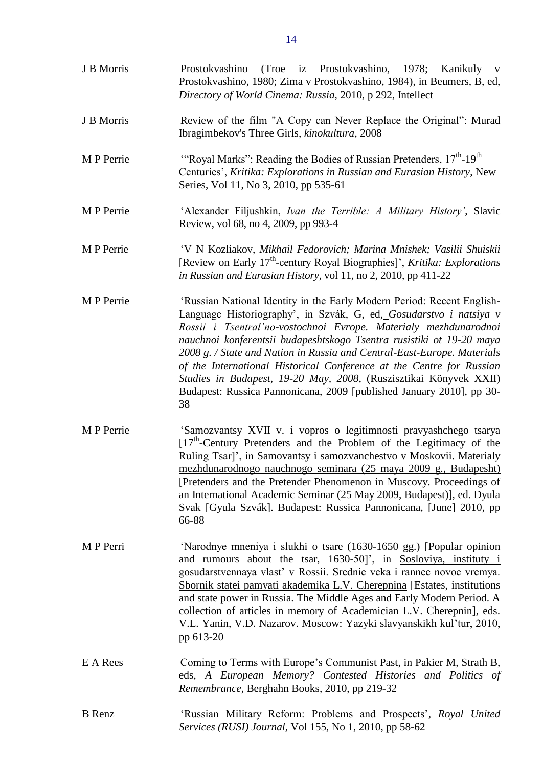| | |
|---|---|
| J B Morris | Prostokvashino (Troe iz Prostokvashino, 1978; Kanikuly v Prostokvashino, 1980; Zima v Prostokvashino, 1984), in Beumers, B, ed, *Directory of World Cinema: Russia*, 2010, p 292, Intellect |
| J B Morris | Review of the film "A Copy can Never Replace the Original": Murad Ibragimbekov's Three Girls, *kinokultura*, 2008 |
| M P Perrie | '"Royal Marks": Reading the Bodies of Russian Pretenders, $17^{th}$-$19^{th}$ Centuries', *Kritika: Explorations in Russian and Eurasian History*, New Series, Vol 11, No 3, 2010, pp 535-61 |
| M P Perrie | 'Alexander Filjushkin, *Ivan the Terrible: A Military History'*, Slavic Review, vol 68, no 4, 2009, pp 993-4 |
| M P Perrie | 'V N Kozliakov, *Mikhail Fedorovich; Marina Mnishek; Vasilii Shuiskii* [Review on Early $17^{th}$-century Royal Biographies]', *Kritika: Explorations in Russian and Eurasian History*, vol 11, no 2, 2010, pp 411-22 |
| M P Perrie | 'Russian National Identity in the Early Modern Period: Recent English-Language Historiography', in Szvák, G, ed, *Gosudarstvo i natsiya v Rossii i Tsentral'no-vostochnoi Evrope. Materialy mezhdunarodnoi nauchnoi konferentsii budapeshtskogo Tsentra rusistiki ot 19-20 maya 2008 g. / State and Nation in Russia and Central-East-Europe. Materials of the International Historical Conference at the Centre for Russian Studies in Budapest, 19-20 May, 2008*, (Ruszisztikai Könyvek XXII) Budapest: Russica Pannonicana, 2009 [published January 2010], pp 30-38 |
| M P Perrie | 'Samozvantsy XVII v. i vopros o legitimnosti pravyashchego tsarya [$17^{th}$-Century Pretenders and the Problem of the Legitimacy of the Ruling Tsar]', in Samovantsy i samozvanchestvo v Moskovii. Materialy mezhdunarodnogo nauchnogo seminara (25 maya 2009 g., Budapesht) [Pretenders and the Pretender Phenomenon in Muscovy. Proceedings of an International Academic Seminar (25 May 2009, Budapest)], ed. Dyula Svak [Gyula Szvák]. Budapest: Russica Pannonicana, [June] 2010, pp 66-88 |
| M P Perri | 'Narodnye mneniya i slukhi o tsare (1630-1650 gg.) [Popular opinion and rumours about the tsar, 1630-50]', in Sosloviya, instituty i gosudarstvennaya vlast' v Rossii. Srednie veka i rannee novoe vremya. Sbornik statei pamyati akademika L.V. Cherepnina [Estates, institutions and state power in Russia. The Middle Ages and Early Modern Period. A collection of articles in memory of Academician L.V. Cherepnin], eds. V.L. Yanin, V.D. Nazarov. Moscow: Yazyki slavyanskikh kul'tur, 2010, pp 613-20 |
| E A Rees | Coming to Terms with Europe's Communist Past, in Pakier M, Strath B, eds, *A European Memory? Contested Histories and Politics of Remembrance*, Berghahn Books, 2010, pp 219-32 |
| B Renz | 'Russian Military Reform: Problems and Prospects', *Royal United Services (RUSI) Journal*, Vol 155, No 1, 2010, pp 58-62 |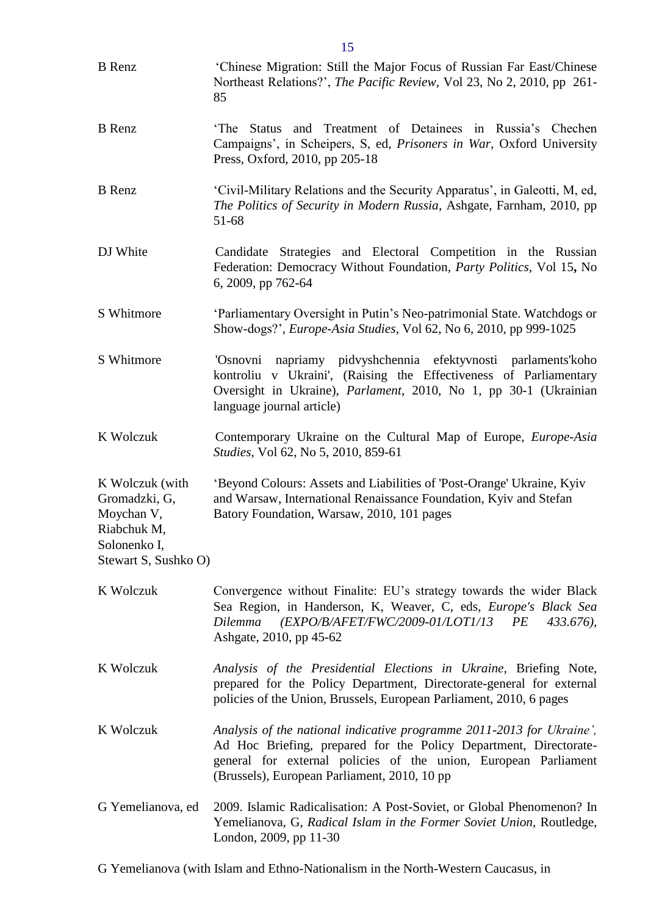| | |
|---|---|
| B Renz | 'Chinese Migration: Still the Major Focus of Russian Far East/Chinese Northeast Relations?', *The Pacific Review*, Vol 23, No 2, 2010, pp 261-85 |
| B Renz | 'The Status and Treatment of Detainees in Russia's Chechen Campaigns', in Scheipers, S, ed, *Prisoners in War,* Oxford University Press, Oxford, 2010, pp 205-18 |
| B Renz | 'Civil-Military Relations and the Security Apparatus', in Galeotti, M, ed, *The Politics of Security in Modern Russia*, Ashgate, Farnham, 2010, pp 51-68 |
| DJ White | Candidate Strategies and Electoral Competition in the Russian Federation: Democracy Without Foundation, *Party Politics*, Vol 15**,** No 6, 2009, pp 762-64 |
| S Whitmore | 'Parliamentary Oversight in Putin's Neo-patrimonial State. Watchdogs or Show-dogs?', *Europe-Asia Studies*, Vol 62, No 6, 2010, pp 999-1025 |
| S Whitmore | 'Osnovni napriamy pidvyshchennia efektyvnosti parlaments'koho kontroliu v Ukraini', (Raising the Effectiveness of Parliamentary Oversight in Ukraine), *Parlament*, 2010, No 1, pp 30-1 (Ukrainian language journal article) |
| K Wolczuk | Contemporary Ukraine on the Cultural Map of Europe, *Europe-Asia Studies,* Vol 62, No 5, 2010, 859-61 |
| K Wolczuk (with Gromadzki, G, Moychan V, Riabchuk M, Solonenko I, Stewart S, Sushko O) | 'Beyond Colours: Assets and Liabilities of 'Post-Orange' Ukraine, Kyiv and Warsaw, International Renaissance Foundation, Kyiv and Stefan Batory Foundation, Warsaw, 2010, 101 pages |
| K Wolczuk | Convergence without Finalite: EU's strategy towards the wider Black Sea Region, in Handerson, K, Weaver, C, eds, *Europe's Black Sea Dilemma (EXPO/B/AFET/FWC/2009-01/LOT1/13 PE 433.676)*, Ashgate, 2010, pp 45-62 |
| K Wolczuk | *Analysis of the Presidential Elections in Ukraine*, Briefing Note, prepared for the Policy Department, Directorate-general for external policies of the Union, Brussels, European Parliament, 2010, 6 pages |
| K Wolczuk | *Analysis of the national indicative programme 2011-2013 for Ukraine',* Ad Hoc Briefing, prepared for the Policy Department, Directorate-general for external policies of the union, European Parliament (Brussels), European Parliament, 2010, 10 pp |
| G Yemelianova, ed | 2009. Islamic Radicalisation: A Post-Soviet, or Global Phenomenon? In Yemelianova, G, *Radical Islam in the Former Soviet Union,* Routledge, London, 2009, pp 11-30 |

G Yemelianova (with Islam and Ethno-Nationalism in the North-Western Caucasus, in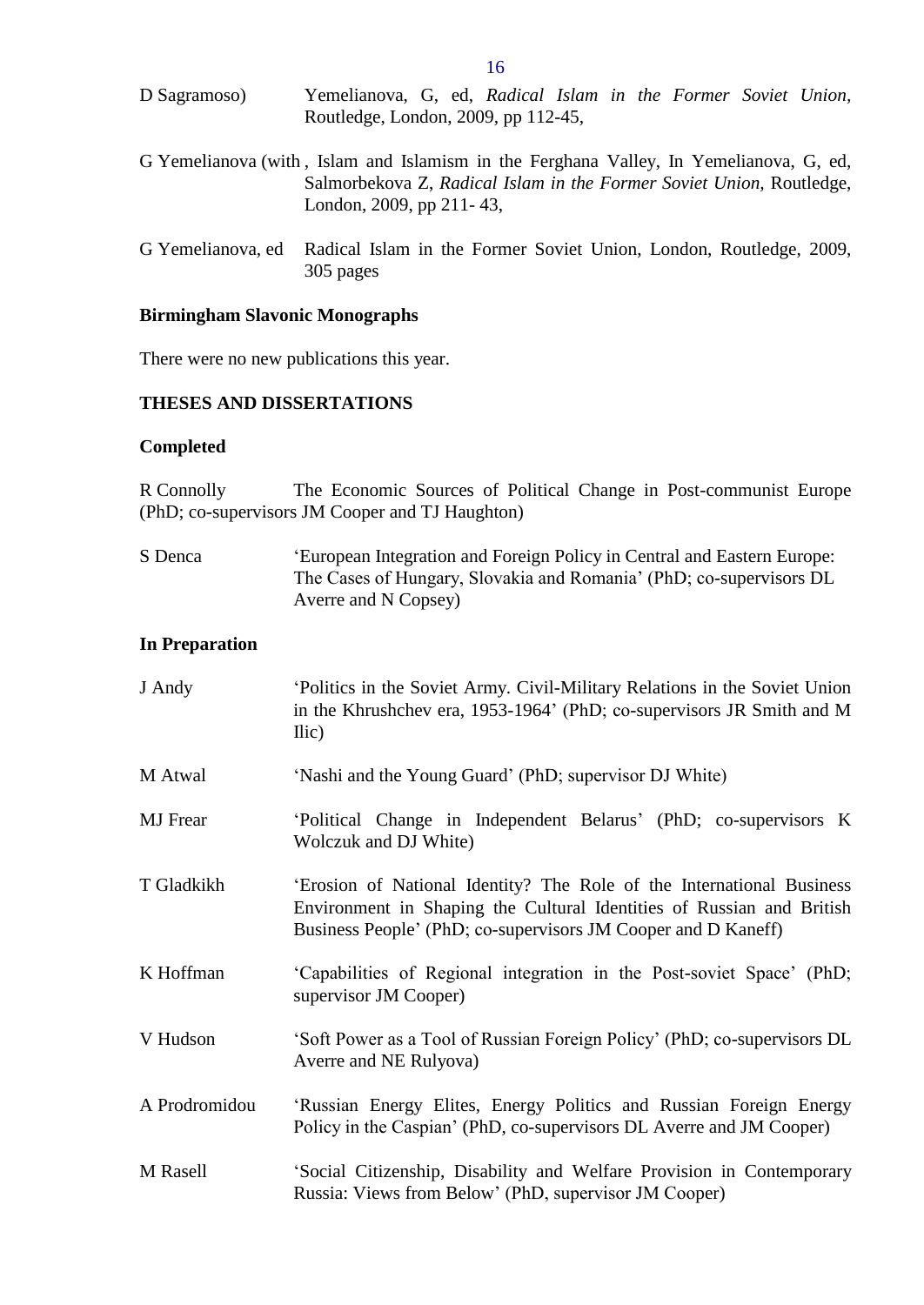D Sagramoso) Yemelianova, G, ed, *Radical Islam in the Former Soviet Union,* Routledge, London, 2009, pp 112-45,

G Yemelianova (with , Islam and Islamism in the Ferghana Valley, In Yemelianova, G, ed, Salmorbekova Z, *Radical Islam in the Former Soviet Union,* Routledge, London, 2009, pp 211- 43,

G Yemelianova, ed Radical Islam in the Former Soviet Union, London, Routledge, 2009, 305 pages

**Birmingham Slavonic Monographs**

There were no new publications this year.

**THESES AND DISSERTATIONS**

**Completed**

R Connolly The Economic Sources of Political Change in Post-communist Europe (PhD; co-supervisors JM Cooper and TJ Haughton)

S Denca 'European Integration and Foreign Policy in Central and Eastern Europe: The Cases of Hungary, Slovakia and Romania' (PhD; co-supervisors DL Averre and N Copsey)

**In Preparation**

J Andy 'Politics in the Soviet Army. Civil-Military Relations in the Soviet Union in the Khrushchev era, 1953-1964' (PhD; co-supervisors JR Smith and M Ilic)

M Atwal 'Nashi and the Young Guard' (PhD; supervisor DJ White)

MJ Frear 'Political Change in Independent Belarus' (PhD; co-supervisors K Wolczuk and DJ White)

T Gladkikh 'Erosion of National Identity? The Role of the International Business Environment in Shaping the Cultural Identities of Russian and British Business People' (PhD; co-supervisors JM Cooper and D Kaneff)

K Hoffman 'Capabilities of Regional integration in the Post-soviet Space' (PhD; supervisor JM Cooper)

V Hudson 'Soft Power as a Tool of Russian Foreign Policy' (PhD; co-supervisors DL Averre and NE Rulyova)

A Prodromidou 'Russian Energy Elites, Energy Politics and Russian Foreign Energy Policy in the Caspian' (PhD, co-supervisors DL Averre and JM Cooper)

M Rasell 'Social Citizenship, Disability and Welfare Provision in Contemporary Russia: Views from Below' (PhD, supervisor JM Cooper)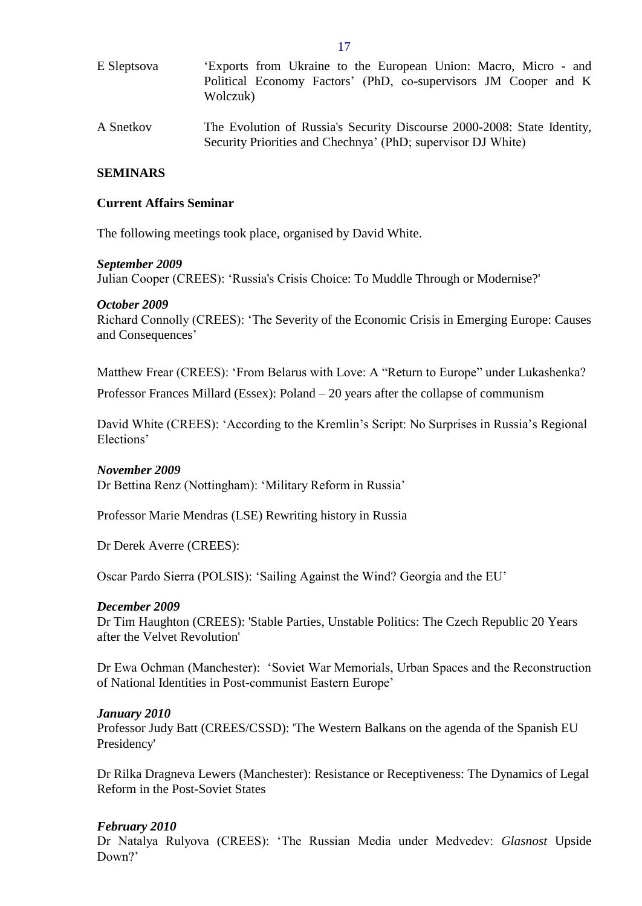E Sleptsova ‘Exports from Ukraine to the European Union: Macro, Micro - and Political Economy Factors’ (PhD, co-supervisors JM Cooper and K Wolczuk)

A Snetkov The Evolution of Russia's Security Discourse 2000-2008: State Identity, Security Priorities and Chechnya’ (PhD; supervisor DJ White)

## SEMINARS

### Current Affairs Seminar

The following meetings took place, organised by David White.

***September 2009***

Julian Cooper (CREES): ‘Russia's Crisis Choice: To Muddle Through or Modernise?'

***October 2009***

Richard Connolly (CREES): ‘The Severity of the Economic Crisis in Emerging Europe: Causes and Consequences’

Matthew Frear (CREES): ‘From Belarus with Love: A “Return to Europe” under Lukashenka?

Professor Frances Millard (Essex): Poland – 20 years after the collapse of communism

David White (CREES): ‘According to the Kremlin’s Script: No Surprises in Russia’s Regional Elections’

***November 2009***

Dr Bettina Renz (Nottingham): ‘Military Reform in Russia’

Professor Marie Mendras (LSE) Rewriting history in Russia

Dr Derek Averre (CREES):

Oscar Pardo Sierra (POLSIS): ‘Sailing Against the Wind? Georgia and the EU’

***December 2009***

Dr Tim Haughton (CREES): 'Stable Parties, Unstable Politics: The Czech Republic 20 Years after the Velvet Revolution'

Dr Ewa Ochman (Manchester): ‘Soviet War Memorials, Urban Spaces and the Reconstruction of National Identities in Post-communist Eastern Europe’

***January 2010***

Professor Judy Batt (CREES/CSSD): 'The Western Balkans on the agenda of the Spanish EU Presidency'

Dr Rilka Dragneva Lewers (Manchester): Resistance or Receptiveness: The Dynamics of Legal Reform in the Post-Soviet States

***February 2010***

Dr Natalya Rulyova (CREES): ‘The Russian Media under Medvedev: *Glasnost* Upside Down?’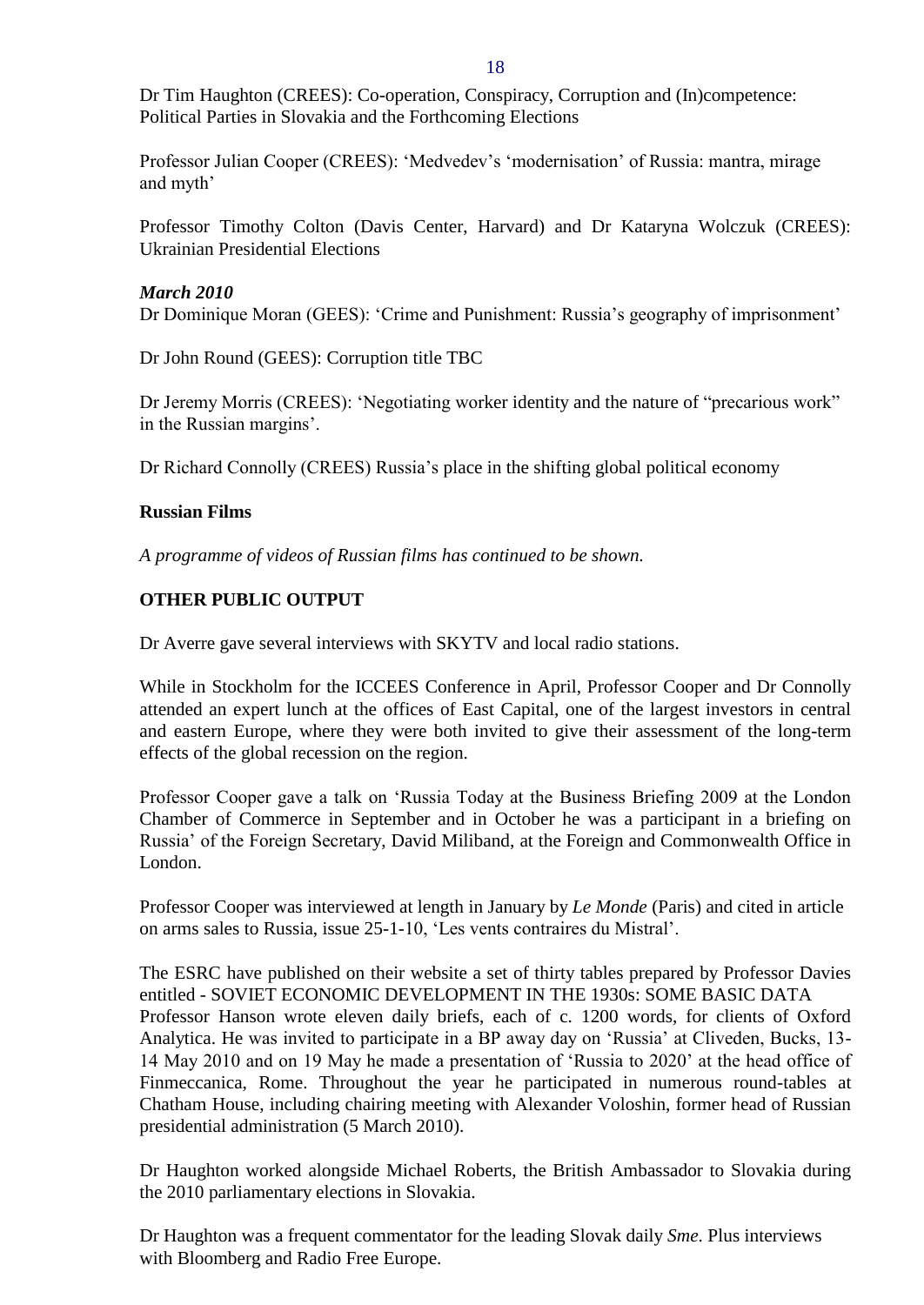Dr Tim Haughton (CREES): Co-operation, Conspiracy, Corruption and (In)competence: Political Parties in Slovakia and the Forthcoming Elections

Professor Julian Cooper (CREES): 'Medvedev's 'modernisation' of Russia: mantra, mirage and myth'

Professor Timothy Colton (Davis Center, Harvard) and Dr Kataryna Wolczuk (CREES): Ukrainian Presidential Elections

***March 2010***

Dr Dominique Moran (GEES): 'Crime and Punishment: Russia's geography of imprisonment'

Dr John Round (GEES): Corruption title TBC

Dr Jeremy Morris (CREES): 'Negotiating worker identity and the nature of "precarious work" in the Russian margins'.

Dr Richard Connolly (CREES) Russia's place in the shifting global political economy

**Russian Films**

*A programme of videos of Russian films has continued to be shown.*

**OTHER PUBLIC OUTPUT**

Dr Averre gave several interviews with SKYTV and local radio stations.

While in Stockholm for the ICCEES Conference in April, Professor Cooper and Dr Connolly attended an expert lunch at the offices of East Capital, one of the largest investors in central and eastern Europe, where they were both invited to give their assessment of the long-term effects of the global recession on the region.

Professor Cooper gave a talk on 'Russia Today at the Business Briefing 2009 at the London Chamber of Commerce in September and in October he was a participant in a briefing on Russia' of the Foreign Secretary, David Miliband, at the Foreign and Commonwealth Office in London.

Professor Cooper was interviewed at length in January by *Le Monde* (Paris) and cited in article on arms sales to Russia, issue 25-1-10, 'Les vents contraires du Mistral'.

The ESRC have published on their website a set of thirty tables prepared by Professor Davies entitled - SOVIET ECONOMIC DEVELOPMENT IN THE 1930s: SOME BASIC DATA
Professor Hanson wrote eleven daily briefs, each of c. 1200 words, for clients of Oxford Analytica. He was invited to participate in a BP away day on 'Russia' at Cliveden, Bucks, 13-14 May 2010 and on 19 May he made a presentation of 'Russia to 2020' at the head office of Finmeccanica, Rome. Throughout the year he participated in numerous round-tables at Chatham House, including chairing meeting with Alexander Voloshin, former head of Russian presidential administration (5 March 2010).

Dr Haughton worked alongside Michael Roberts, the British Ambassador to Slovakia during the 2010 parliamentary elections in Slovakia.

Dr Haughton was a frequent commentator for the leading Slovak daily *Sme*. Plus interviews with Bloomberg and Radio Free Europe.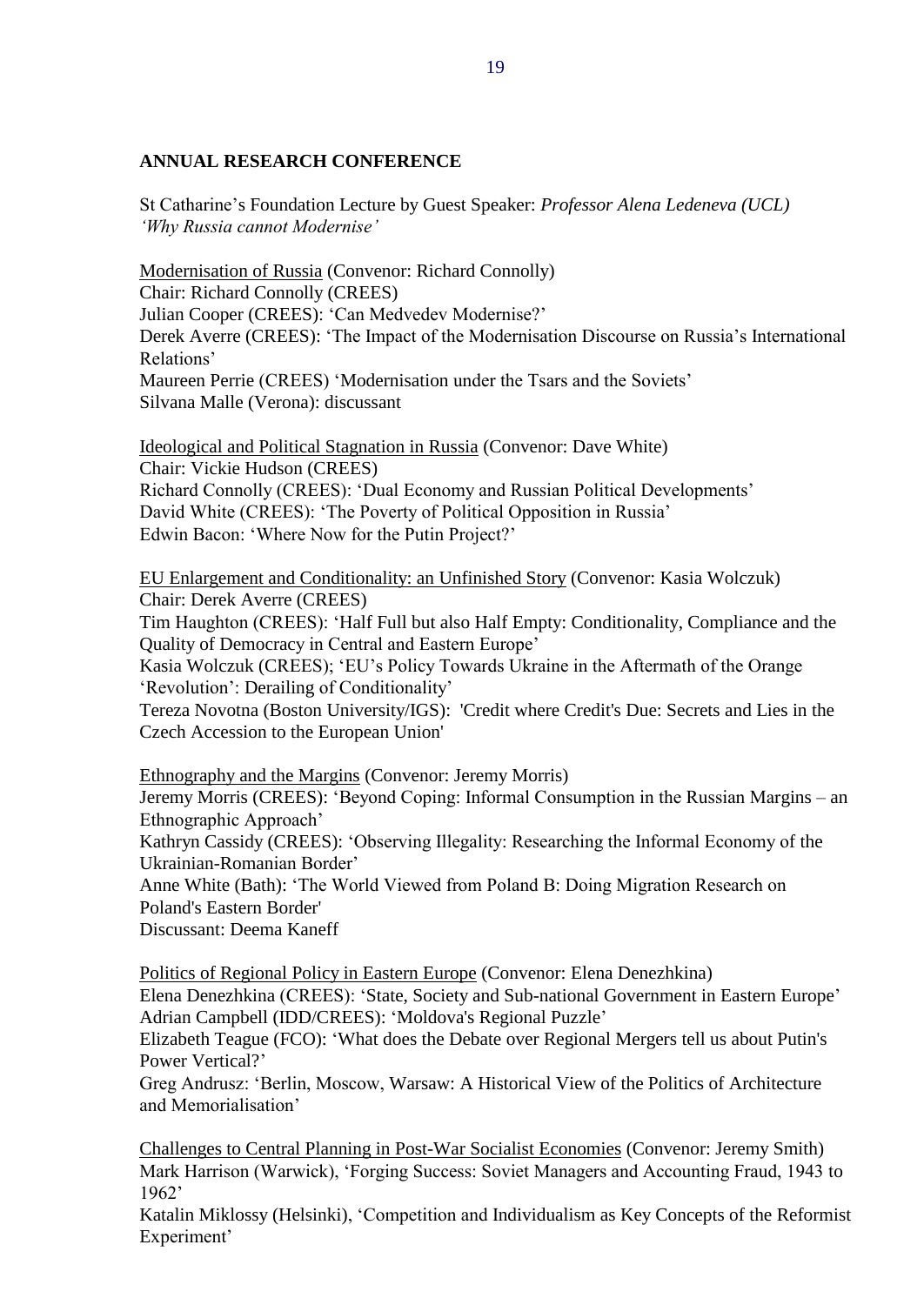## ANNUAL RESEARCH CONFERENCE

St Catharine's Foundation Lecture by Guest Speaker: *Professor Alena Ledeneva (UCL)*
*'Why Russia cannot Modernise'*

Modernisation of Russia (Convenor: Richard Connolly)
Chair: Richard Connolly (CREES)
Julian Cooper (CREES): 'Can Medvedev Modernise?'
Derek Averre (CREES): 'The Impact of the Modernisation Discourse on Russia's International Relations'
Maureen Perrie (CREES) 'Modernisation under the Tsars and the Soviets'
Silvana Malle (Verona): discussant

Ideological and Political Stagnation in Russia (Convenor: Dave White)
Chair: Vickie Hudson (CREES)
Richard Connolly (CREES): 'Dual Economy and Russian Political Developments'
David White (CREES): 'The Poverty of Political Opposition in Russia'
Edwin Bacon: 'Where Now for the Putin Project?'

EU Enlargement and Conditionality: an Unfinished Story (Convenor: Kasia Wolczuk)
Chair: Derek Averre (CREES)
Tim Haughton (CREES): 'Half Full but also Half Empty: Conditionality, Compliance and the Quality of Democracy in Central and Eastern Europe'
Kasia Wolczuk (CREES); 'EU's Policy Towards Ukraine in the Aftermath of the Orange 'Revolution': Derailing of Conditionality'
Tereza Novotna (Boston University/IGS): 'Credit where Credit's Due: Secrets and Lies in the Czech Accession to the European Union'

Ethnography and the Margins (Convenor: Jeremy Morris)
Jeremy Morris (CREES): 'Beyond Coping: Informal Consumption in the Russian Margins – an Ethnographic Approach'
Kathryn Cassidy (CREES): 'Observing Illegality: Researching the Informal Economy of the Ukrainian-Romanian Border'
Anne White (Bath): 'The World Viewed from Poland B: Doing Migration Research on Poland's Eastern Border'
Discussant: Deema Kaneff

Politics of Regional Policy in Eastern Europe (Convenor: Elena Denezhkina)
Elena Denezhkina (CREES): 'State, Society and Sub-national Government in Eastern Europe'
Adrian Campbell (IDD/CREES): 'Moldova's Regional Puzzle'
Elizabeth Teague (FCO): 'What does the Debate over Regional Mergers tell us about Putin's Power Vertical?'
Greg Andrusz: 'Berlin, Moscow, Warsaw: A Historical View of the Politics of Architecture and Memorialisation'

Challenges to Central Planning in Post-War Socialist Economies (Convenor: Jeremy Smith)
Mark Harrison (Warwick), 'Forging Success: Soviet Managers and Accounting Fraud, 1943 to 1962'
Katalin Miklossy (Helsinki), 'Competition and Individualism as Key Concepts of the Reformist Experiment'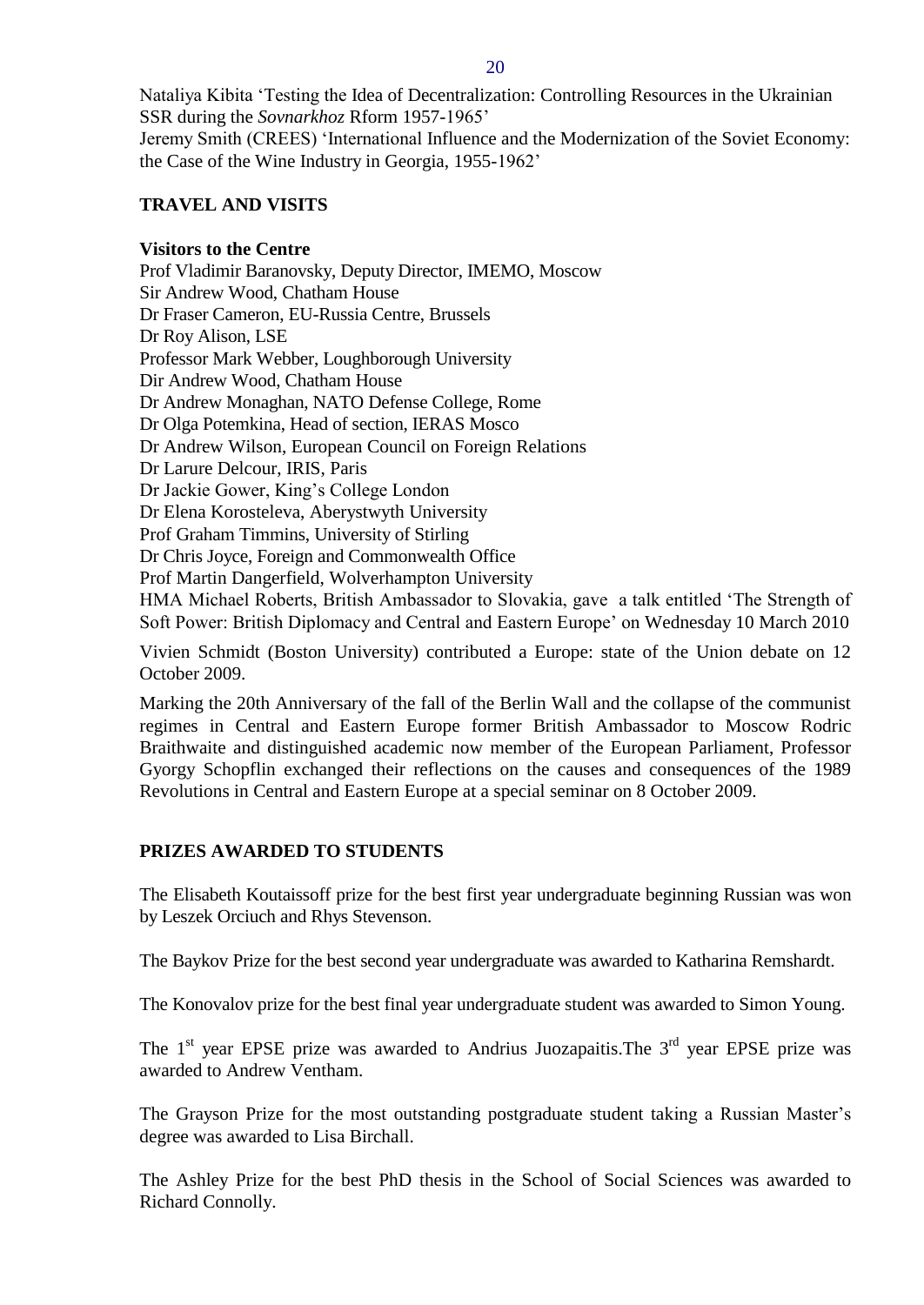Nataliya Kibita 'Testing the Idea of Decentralization: Controlling Resources in the Ukrainian SSR during the *Sovnarkhoz* Rform 1957-1965'
Jeremy Smith (CREES) 'International Influence and the Modernization of the Soviet Economy: the Case of the Wine Industry in Georgia, 1955-1962'

## TRAVEL AND VISITS

### Visitors to the Centre

Prof Vladimir Baranovsky, Deputy Director, IMEMO, Moscow
Sir Andrew Wood, Chatham House
Dr Fraser Cameron, EU-Russia Centre, Brussels
Dr Roy Alison, LSE
Professor Mark Webber, Loughborough University
Dir Andrew Wood, Chatham House
Dr Andrew Monaghan, NATO Defense College, Rome
Dr Olga Potemkina, Head of section, IERAS Mosco
Dr Andrew Wilson, European Council on Foreign Relations
Dr Larure Delcour, IRIS, Paris
Dr Jackie Gower, King's College London
Dr Elena Korosteleva, Aberystwyth University
Prof Graham Timmins, University of Stirling
Dr Chris Joyce, Foreign and Commonwealth Office
Prof Martin Dangerfield, Wolverhampton University
HMA Michael Roberts, British Ambassador to Slovakia, gave a talk entitled 'The Strength of Soft Power: British Diplomacy and Central and Eastern Europe' on Wednesday 10 March 2010

Vivien Schmidt (Boston University) contributed a Europe: state of the Union debate on 12 October 2009.

Marking the 20th Anniversary of the fall of the Berlin Wall and the collapse of the communist regimes in Central and Eastern Europe former British Ambassador to Moscow Rodric Braithwaite and distinguished academic now member of the European Parliament, Professor Gyorgy Schopflin exchanged their reflections on the causes and consequences of the 1989 Revolutions in Central and Eastern Europe at a special seminar on 8 October 2009.

## PRIZES AWARDED TO STUDENTS

The Elisabeth Koutaissoff prize for the best first year undergraduate beginning Russian was won by Leszek Orciuch and Rhys Stevenson.

The Baykov Prize for the best second year undergraduate was awarded to Katharina Remshardt.

The Konovalov prize for the best final year undergraduate student was awarded to Simon Young.

The 1st year EPSE prize was awarded to Andrius Juozapaitis.The 3rd year EPSE prize was awarded to Andrew Ventham.

The Grayson Prize for the most outstanding postgraduate student taking a Russian Master's degree was awarded to Lisa Birchall.

The Ashley Prize for the best PhD thesis in the School of Social Sciences was awarded to Richard Connolly.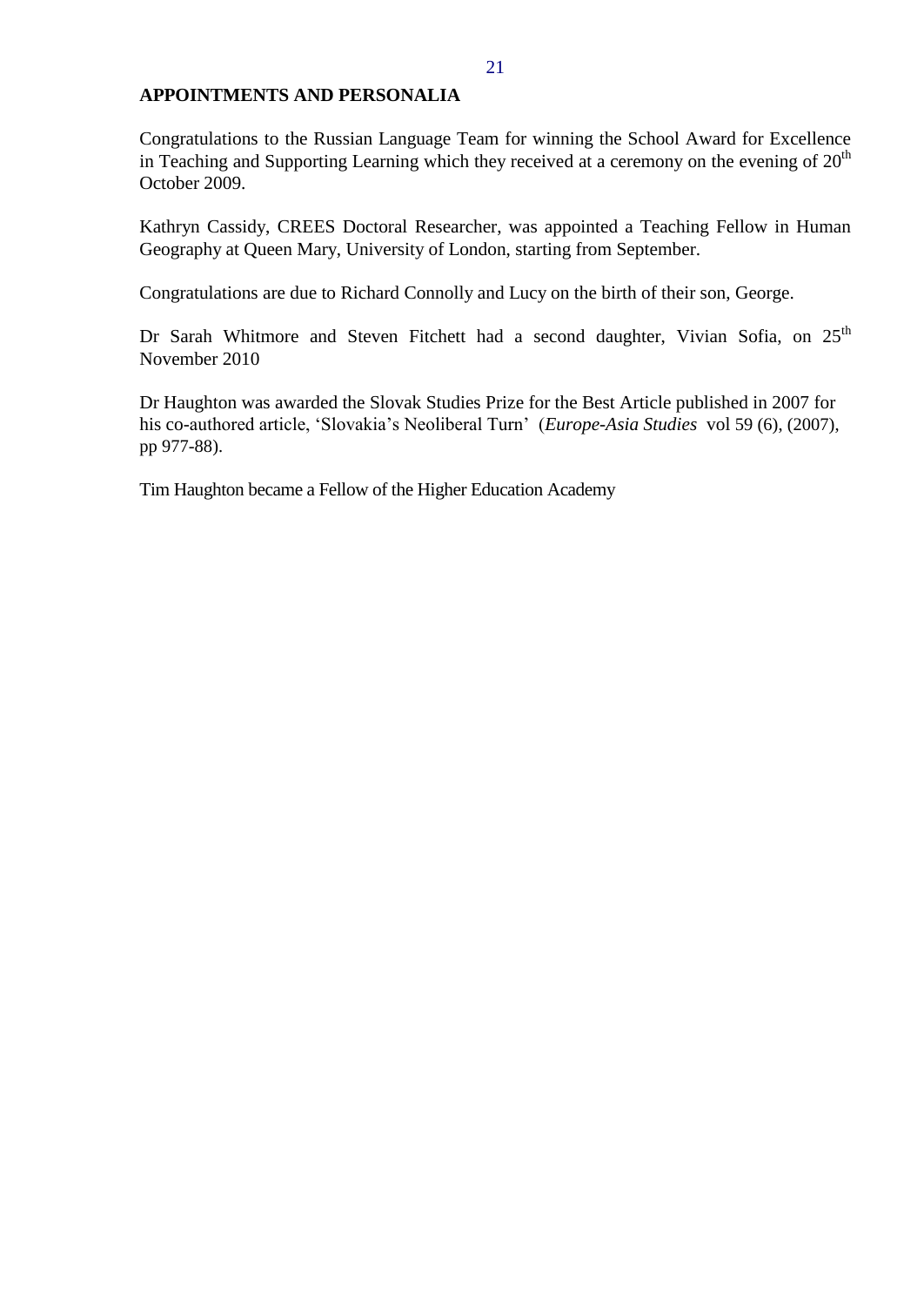## APPOINTMENTS AND PERSONALIA

Congratulations to the Russian Language Team for winning the School Award for Excellence in Teaching and Supporting Learning which they received at a ceremony on the evening of 20th October 2009.

Kathryn Cassidy, CREES Doctoral Researcher, was appointed a Teaching Fellow in Human Geography at Queen Mary, University of London, starting from September.

Congratulations are due to Richard Connolly and Lucy on the birth of their son, George.

Dr Sarah Whitmore and Steven Fitchett had a second daughter, Vivian Sofia, on 25th November 2010

Dr Haughton was awarded the Slovak Studies Prize for the Best Article published in 2007 for his co-authored article, 'Slovakia's Neoliberal Turn' (*Europe-Asia Studies* vol 59 (6), (2007), pp 977-88).

Tim Haughton became a Fellow of the Higher Education Academy